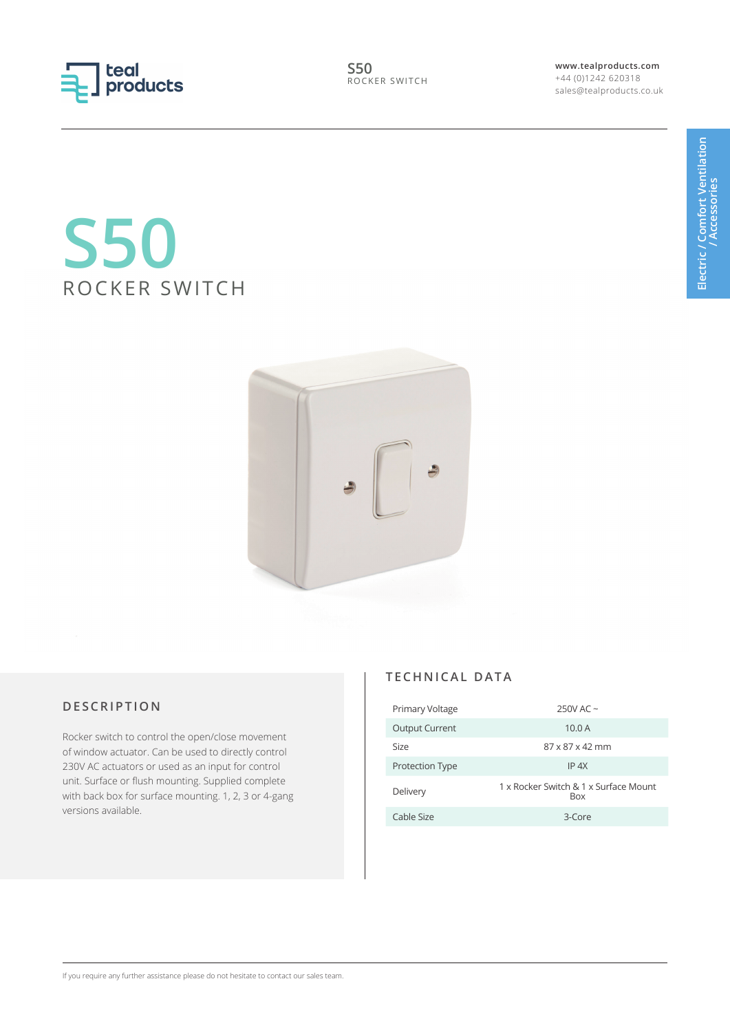# S50

## ROCKER SWITCH

## DESCRIPTION

Rocker switch to control the open/close movement of window actuator. Can be used to directly control 230V AC actuators or used as an input for control unit. Surface or flush mounting. Supplied complete with back box for surface mounting. 1, 2, 3 or 4-gang versions available.

## TECHNICAL DATA

| | |
|---|---|
| Primary Voltage | 250V AC ~ |
| Output Current | 10.0 A |
| Size | 87 x 87 x 42 mm |
| Protection Type | IP 4X |
| Delivery | 1 x Rocker Switch & 1 x Surface Mount Box |
| Cable Size | 3-Core |

If you require any further assistance please do not hesitate to contact our sales team.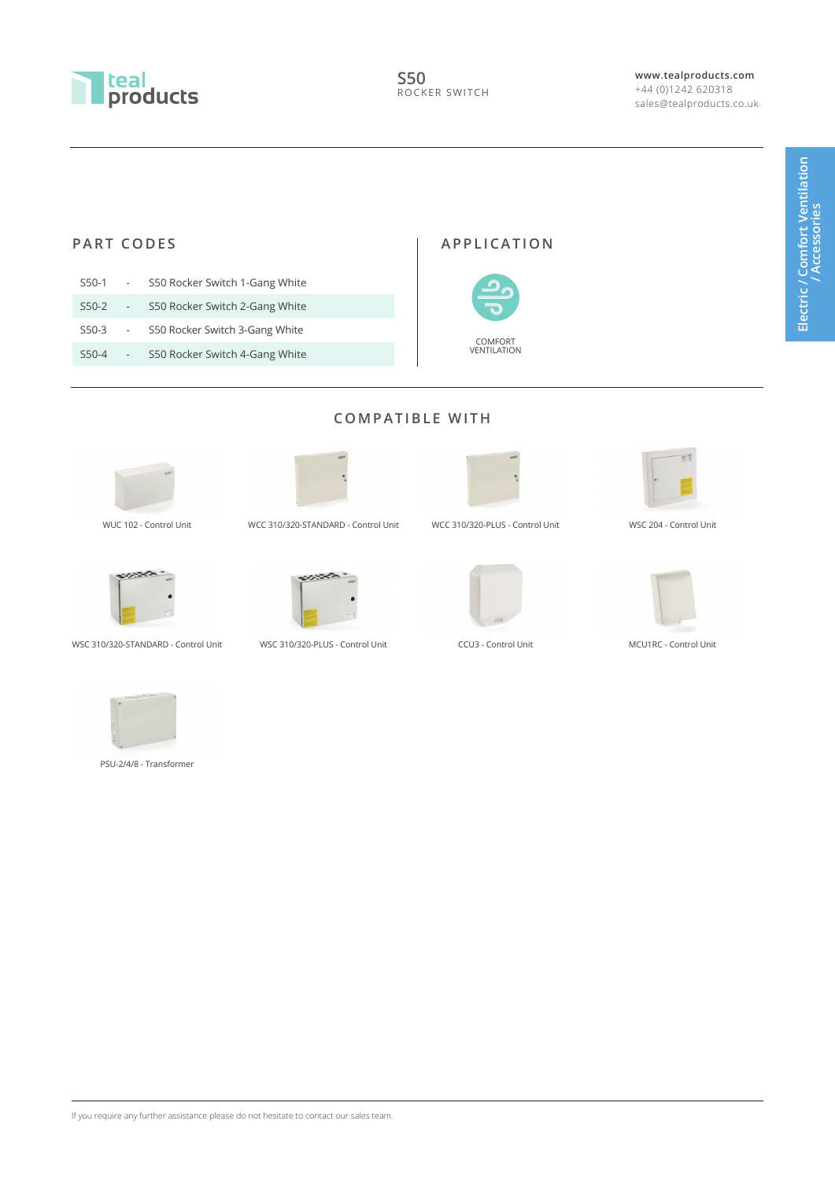# S50
ROCKER SWITCH

www.tealproducts.com
+44 (0)1242 620318
sales@tealproducts.co.uk

Electric / Comfort Ventilation / Accessories

## PART CODES

| | | |
|---|---|---|
| S50-1 | - | S50 Rocker Switch 1-Gang White |
| S50-2 | - | S50 Rocker Switch 2-Gang White |
| S50-3 | - | S50 Rocker Switch 3-Gang White |
| S50-4 | - | S50 Rocker Switch 4-Gang White |

## APPLICATION

COMFORT VENTILATION

## COMPATIBLE WITH

WUC 102 - Control Unit

WCC 310/320-STANDARD - Control Unit

WCC 310/320-PLUS - Control Unit

WSC 204 - Control Unit

WSC 310/320-STANDARD - Control Unit

WSC 310/320-PLUS - Control Unit

CCU3 - Control Unit

MCU1RC - Control Unit

PSU-2/4/8 - Transformer

If you require any further assistance please do not hesitate to contact our sales team.